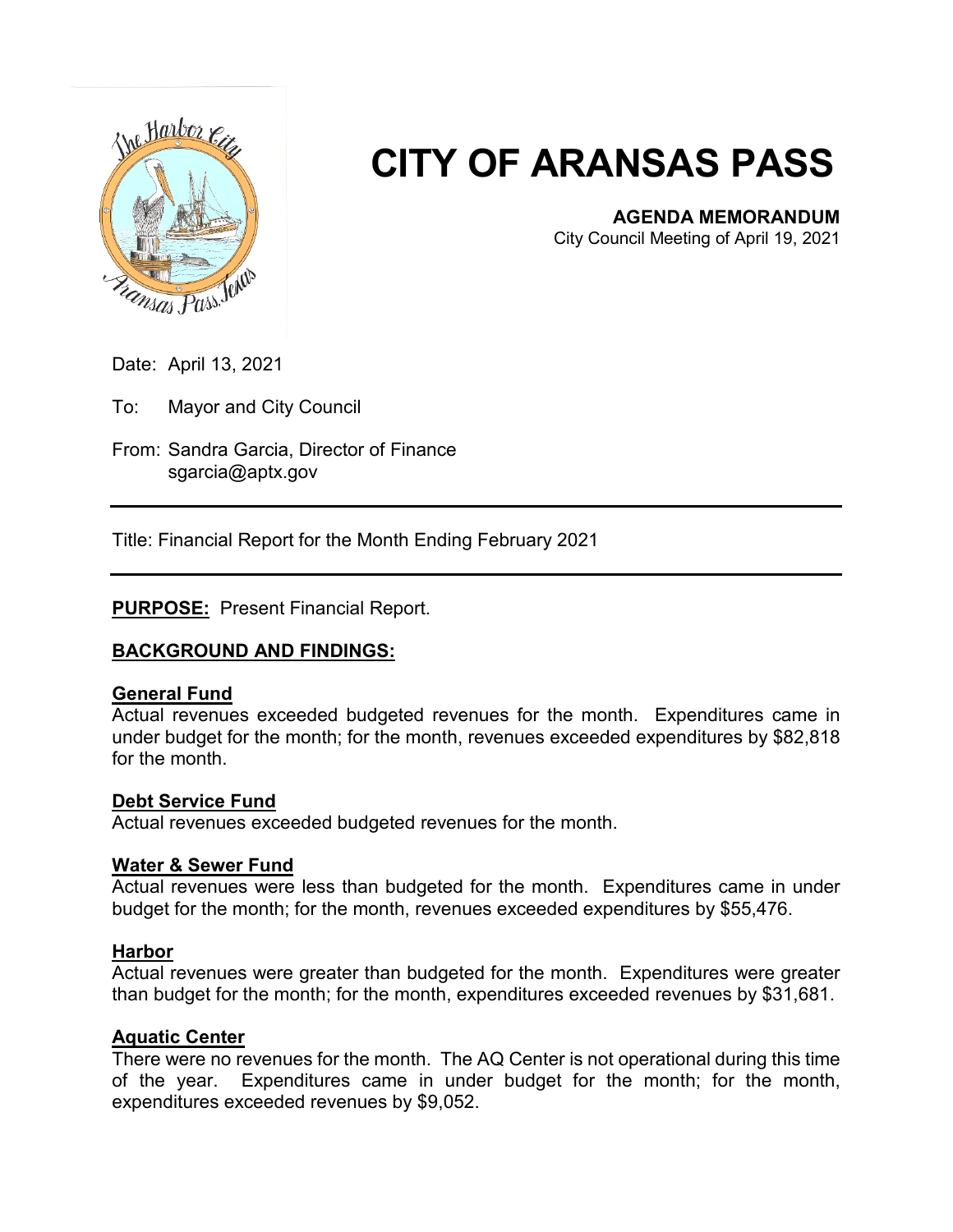# CITY OF ARANSAS PASS

**AGENDA MEMORANDUM**
City Council Meeting of April 19, 2021

Date: April 13, 2021

To: Mayor and City Council

From: Sandra Garcia, Director of Finance
sgarcia@aptx.gov

---

Title: Financial Report for the Month Ending February 2021

---

**PURPOSE:** Present Financial Report.

## BACKGROUND AND FINDINGS:

### General Fund

Actual revenues exceeded budgeted revenues for the month. Expenditures came in under budget for the month; for the month, revenues exceeded expenditures by $82,818 for the month.

### Debt Service Fund

Actual revenues exceeded budgeted revenues for the month.

### Water & Sewer Fund

Actual revenues were less than budgeted for the month. Expenditures came in under budget for the month; for the month, revenues exceeded expenditures by $55,476.

### Harbor

Actual revenues were greater than budgeted for the month. Expenditures were greater than budget for the month; for the month, expenditures exceeded revenues by $31,681.

### Aquatic Center

There were no revenues for the month. The AQ Center is not operational during this time of the year. Expenditures came in under budget for the month; for the month, expenditures exceeded revenues by $9,052.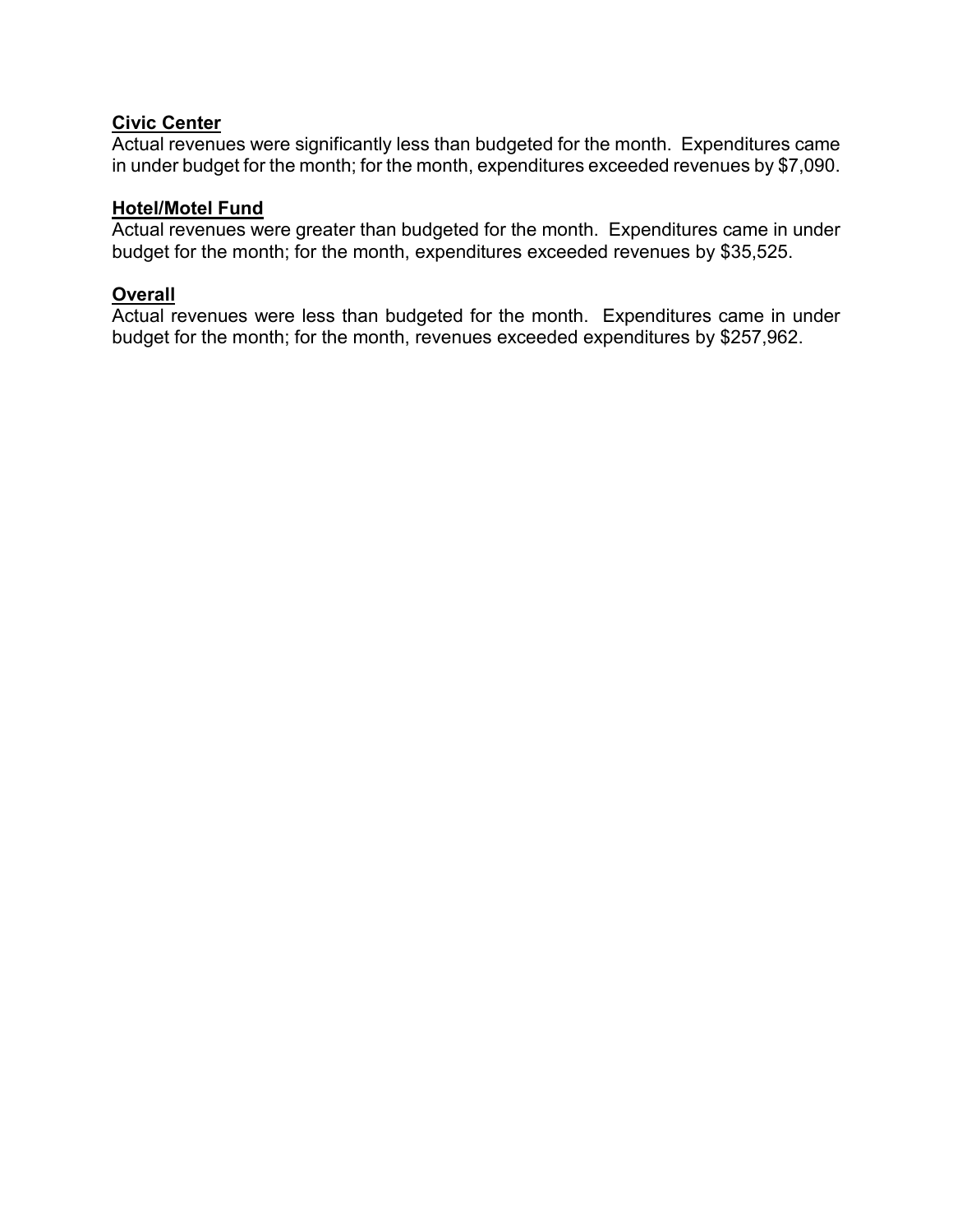**Civic Center**

Actual revenues were significantly less than budgeted for the month. Expenditures came in under budget for the month; for the month, expenditures exceeded revenues by $7,090.

**Hotel/Motel Fund**

Actual revenues were greater than budgeted for the month. Expenditures came in under budget for the month; for the month, expenditures exceeded revenues by $35,525.

**Overall**

Actual revenues were less than budgeted for the month. Expenditures came in under budget for the month; for the month, revenues exceeded expenditures by $257,962.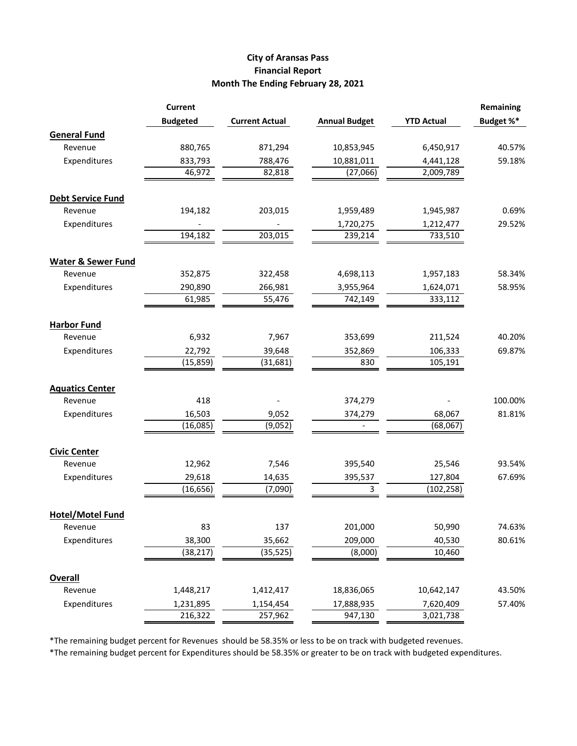**City of Aransas Pass**
**Financial Report**
**Month The Ending February 28, 2021**

| | Current Budgeted | Current Actual | Annual Budget | YTD Actual | Remaining Budget %* |
|---|---|---|---|---|---|
| **General Fund** | | | | | |
| Revenue | 880,765 | 871,294 | 10,853,945 | 6,450,917 | 40.57% |
| Expenditures | 833,793 | 788,476 | 10,881,011 | 4,441,128 | 59.18% |
| | 46,972 | 82,818 | (27,066) | 2,009,789 | |
| **Debt Service Fund** | | | | | |
| Revenue | 194,182 | 203,015 | 1,959,489 | 1,945,987 | 0.69% |
| Expenditures | - | - | 1,720,275 | 1,212,477 | 29.52% |
| | 194,182 | 203,015 | 239,214 | 733,510 | |
| **Water & Sewer Fund** | | | | | |
| Revenue | 352,875 | 322,458 | 4,698,113 | 1,957,183 | 58.34% |
| Expenditures | 290,890 | 266,981 | 3,955,964 | 1,624,071 | 58.95% |
| | 61,985 | 55,476 | 742,149 | 333,112 | |
| **Harbor Fund** | | | | | |
| Revenue | 6,932 | 7,967 | 353,699 | 211,524 | 40.20% |
| Expenditures | 22,792 | 39,648 | 352,869 | 106,333 | 69.87% |
| | (15,859) | (31,681) | 830 | 105,191 | |
| **Aquatics Center** | | | | | |
| Revenue | 418 | - | 374,279 | - | 100.00% |
| Expenditures | 16,503 | 9,052 | 374,279 | 68,067 | 81.81% |
| | (16,085) | (9,052) | - | (68,067) | |
| **Civic Center** | | | | | |
| Revenue | 12,962 | 7,546 | 395,540 | 25,546 | 93.54% |
| Expenditures | 29,618 | 14,635 | 395,537 | 127,804 | 67.69% |
| | (16,656) | (7,090) | 3 | (102,258) | |
| **Hotel/Motel Fund** | | | | | |
| Revenue | 83 | 137 | 201,000 | 50,990 | 74.63% |
| Expenditures | 38,300 | 35,662 | 209,000 | 40,530 | 80.61% |
| | (38,217) | (35,525) | (8,000) | 10,460 | |
| **Overall** | | | | | |
| Revenue | 1,448,217 | 1,412,417 | 18,836,065 | 10,642,147 | 43.50% |
| Expenditures | 1,231,895 | 1,154,454 | 17,888,935 | 7,620,409 | 57.40% |
| | 216,322 | 257,962 | 947,130 | 3,021,738 | |

*The remaining budget percent for Revenues should be 58.35% or less to be on track with budgeted revenues.

*The remaining budget percent for Expenditures should be 58.35% or greater to be on track with budgeted expenditures.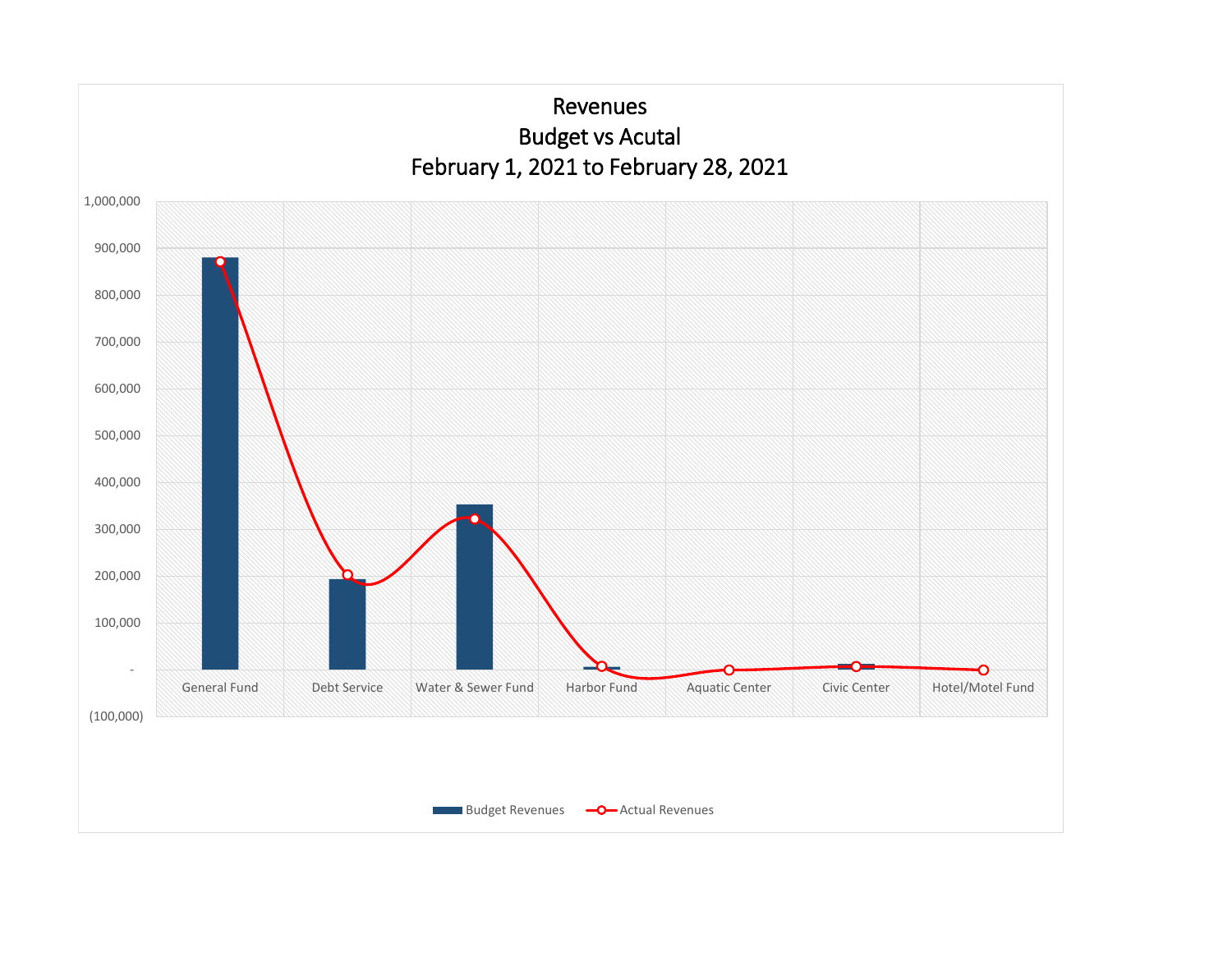# Revenues
## Budget vs Acutal
## February 1, 2021 to February 28, 2021

1,000,000
900,000
800,000
700,000
600,000
500,000
400,000
300,000
200,000
100,000
-
(100,000)

General Fund | Debt Service | Water & Sewer Fund | Harbor Fund | Aquatic Center | Civic Center | Hotel/Motel Fund

Budget Revenues | Actual Revenues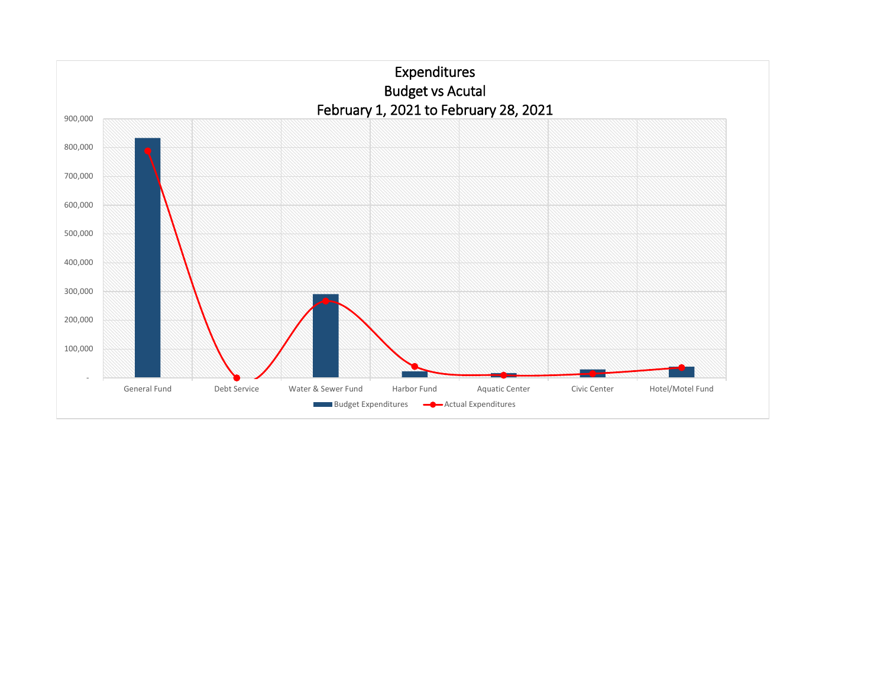# Expenditures
## Budget vs Acutal
## February 1, 2021 to February 28, 2021

900,000
800,000
700,000
600,000
500,000
400,000
300,000
200,000
100,000
-

General Fund | Debt Service | Water & Sewer Fund | Harbor Fund | Aquatic Center | Civic Center | Hotel/Motel Fund

Budget Expenditures | Actual Expenditures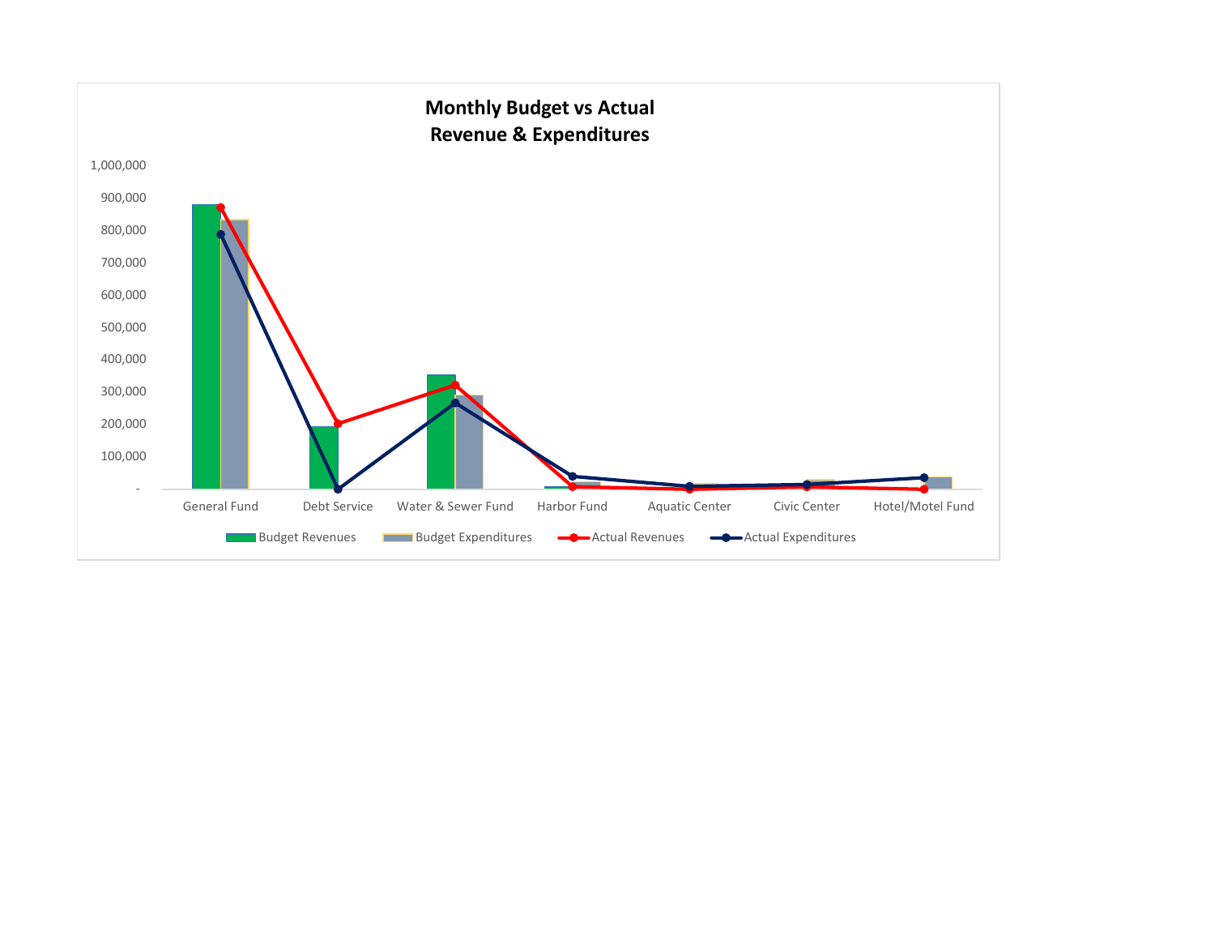# Monthly Budget vs Actual
## Revenue & Expenditures

1,000,000
900,000
800,000
700,000
600,000
500,000
400,000
300,000
200,000
100,000
-

General Fund | Debt Service | Water & Sewer Fund | Harbor Fund | Aquatic Center | Civic Center | Hotel/Motel Fund

Budget Revenues | Budget Expenditures | Actual Revenues | Actual Expenditures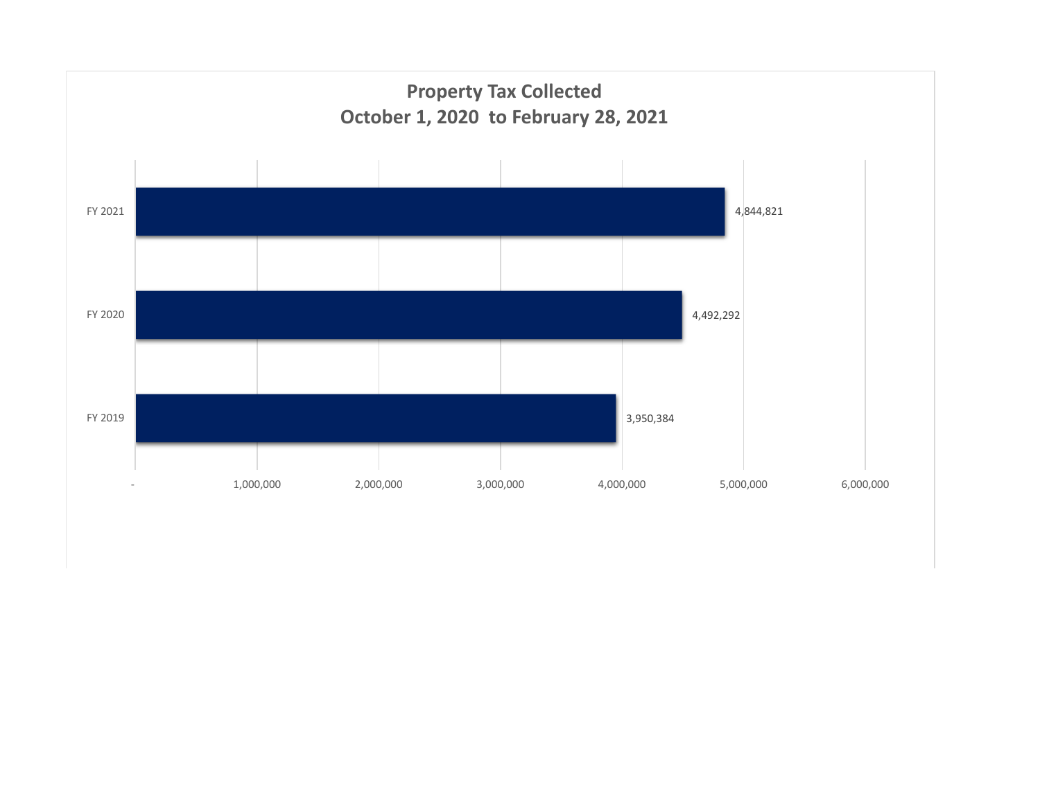## Property Tax Collected
## October 1, 2020 to February 28, 2021

| Fiscal Year | Property Tax Collected |
| --- | --- |
| FY 2021 | 4,844,821 |
| FY 2020 | 4,492,292 |
| FY 2019 | 3,950,384 |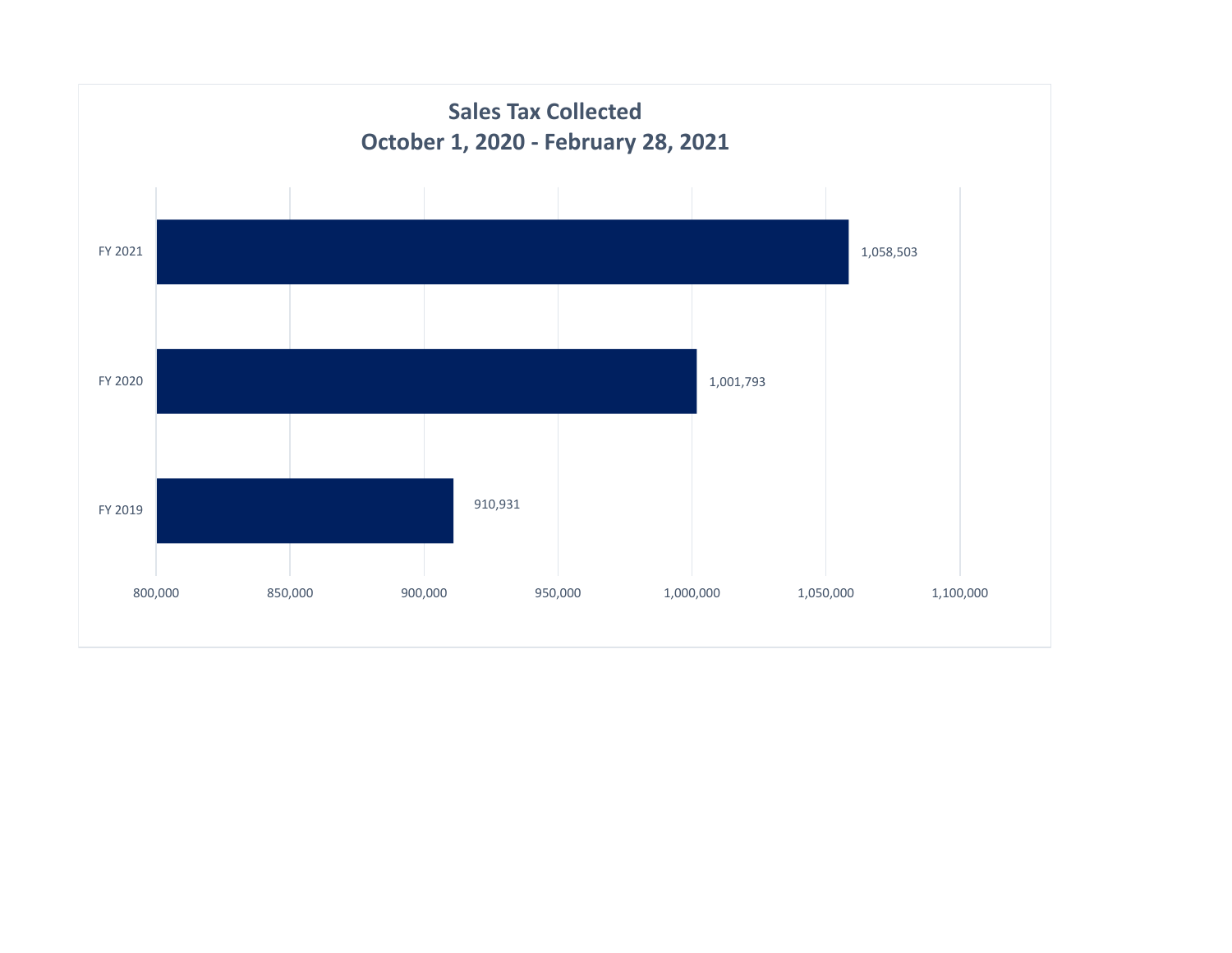## Sales Tax Collected
## October 1, 2020 - February 28, 2021

| Fiscal Year | Sales Tax Collected |
| --- | --- |
| FY 2021 | 1,058,503 |
| FY 2020 | 1,001,793 |
| FY 2019 | 910,931 |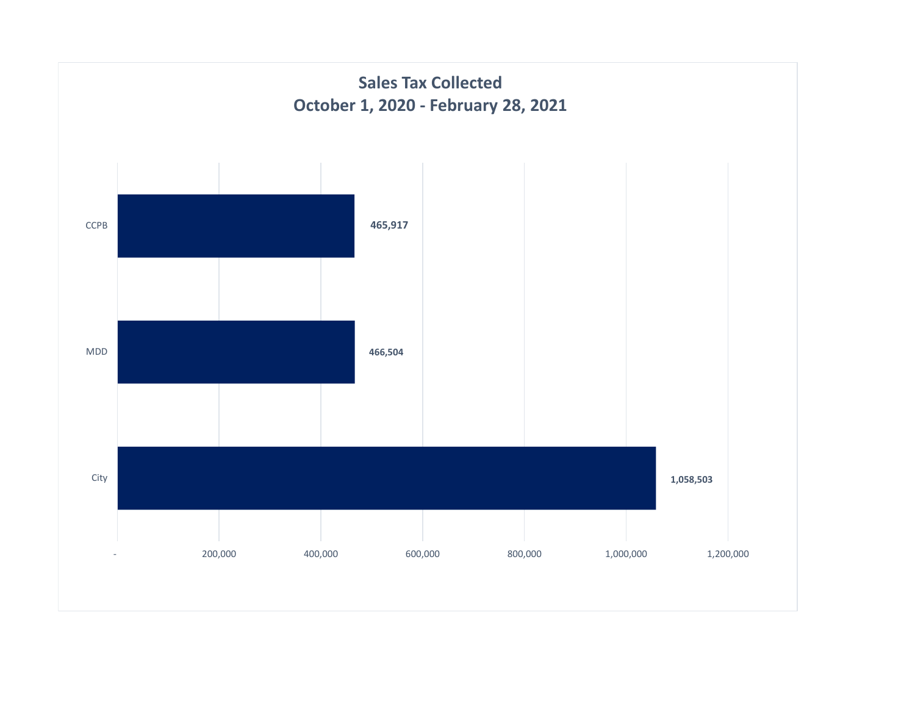## Sales Tax Collected
## October 1, 2020 - February 28, 2021

CCPB
465,917

MDD
466,504

City
1,058,503

- 200,000 400,000 600,000 800,000 1,000,000 1,200,000